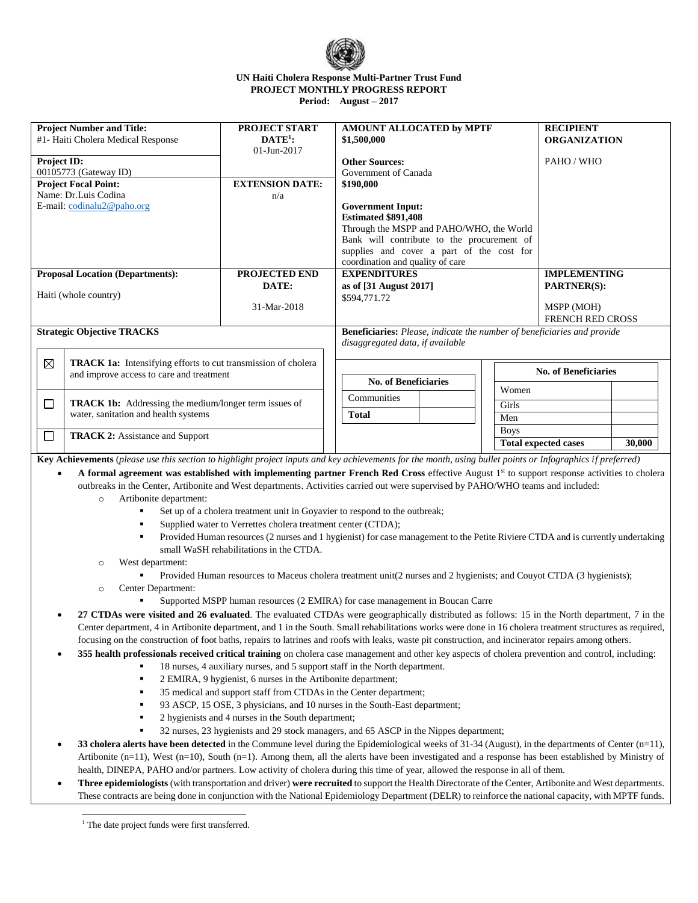**UN Haiti Cholera Response Multi-Partner Trust Fund**
**PROJECT MONTHLY PROGRESS REPORT**
**Period: August – 2017**

| **Project Number and Title:** #1- Haiti Cholera Medical Response | **PROJECT START DATE[1]:** 01-Jun-2017 | **AMOUNT ALLOCATED by MPTF** $1,500,000 | **RECIPIENT ORGANIZATION** |
|---|---|---|---|
| **Project ID:** 00105773 (Gateway ID) | | **Other Sources:** Government of Canada | PAHO / WHO |
| **Project Focal Point:** Name: Dr.Luis Codina E-mail: codinalu2@paho.org | **EXTENSION DATE:** n/a | **$190,000** **Government Input:** **Estimated $891,408** Through the MSPP and PAHO/WHO, the World Bank will contribute to the procurement of supplies and cover a part of the cost for coordination and quality of care | |
| **Proposal Location (Departments):** Haiti (whole country) | **PROJECTED END DATE:** 31-Mar-2018 | **EXPENDITURES as of [31 August 2017]** $594,771.72 | **IMPLEMENTING PARTNER(S):** MSPP (MOH) FRENCH RED CROSS |

**Strategic Objective TRACKS**

| | |
|---|---|
| ☒ | **TRACK 1a:** Intensifying efforts to cut transmission of cholera and improve access to care and treatment |
| ☐ | **TRACK 1b:** Addressing the medium/longer term issues of water, sanitation and health systems |
| ☐ | **TRACK 2:** Assistance and Support |

**Beneficiaries:** *Please, indicate the number of beneficiaries and provide disaggregated data, if available*

| **No. of Beneficiaries** | |
|---|---|
| Communities | |
| **Total** | |

| **No. of Beneficiaries** | |
|---|---|
| Women | |
| Girls | |
| Men | |
| Boys | |
| **Total expected cases** | **30,000** |

**Key Achievements** (*please use this section to highlight project inputs and key achievements for the month, using bullet points or Infographics if preferred)*

- **A formal agreement was established with implementing partner French Red Cross** effective August 1st to support response activities to cholera outbreaks in the Center, Artibonite and West departments. Activities carried out were supervised by PAHO/WHO teams and included:
  - Artibonite department:
    - Set up of a cholera treatment unit in Goyavier to respond to the outbreak;
    - Supplied water to Verrettes cholera treatment center (CTDA);
    - Provided Human resources (2 nurses and 1 hygienist) for case management to the Petite Riviere CTDA and is currently undertaking small WaSH rehabilitations in the CTDA.
  - West department:
    - Provided Human resources to Maceus cholera treatment unit(2 nurses and 2 hygienists; and Couyot CTDA (3 hygienists);
  - Center Department:
    - Supported MSPP human resources (2 EMIRA) for case management in Boucan Carre
- **27 CTDAs were visited and 26 evaluated**. The evaluated CTDAs were geographically distributed as follows: 15 in the North department, 7 in the Center department, 4 in Artibonite department, and 1 in the South. Small rehabilitations works were done in 16 cholera treatment structures as required, focusing on the construction of foot baths, repairs to latrines and roofs with leaks, waste pit construction, and incinerator repairs among others.
- **355 health professionals received critical training** on cholera case management and other key aspects of cholera prevention and control, including:
    - 18 nurses, 4 auxiliary nurses, and 5 support staff in the North department.
    - 2 EMIRA, 9 hygienist, 6 nurses in the Artibonite department;
    - 35 medical and support staff from CTDAs in the Center department;
    - 93 ASCP, 15 OSE, 3 physicians, and 10 nurses in the South-East department;
    - 2 hygienists and 4 nurses in the South department;
    - 32 nurses, 23 hygienists and 29 stock managers, and 65 ASCP in the Nippes department;
- **33 cholera alerts have been detected** in the Commune level during the Epidemiological weeks of 31-34 (August), in the departments of Center (n=11), Artibonite (n=11), West (n=10), South (n=1). Among them, all the alerts have been investigated and a response has been established by Ministry of health, DINEPA, PAHO and/or partners. Low activity of cholera during this time of year, allowed the response in all of them.
- **Three epidemiologists** (with transportation and driver) **were recruited** to support the Health Directorate of the Center, Artibonite and West departments. These contracts are being done in conjunction with the National Epidemiology Department (DELR) to reinforce the national capacity, with MPTF funds.

[1] The date project funds were first transferred.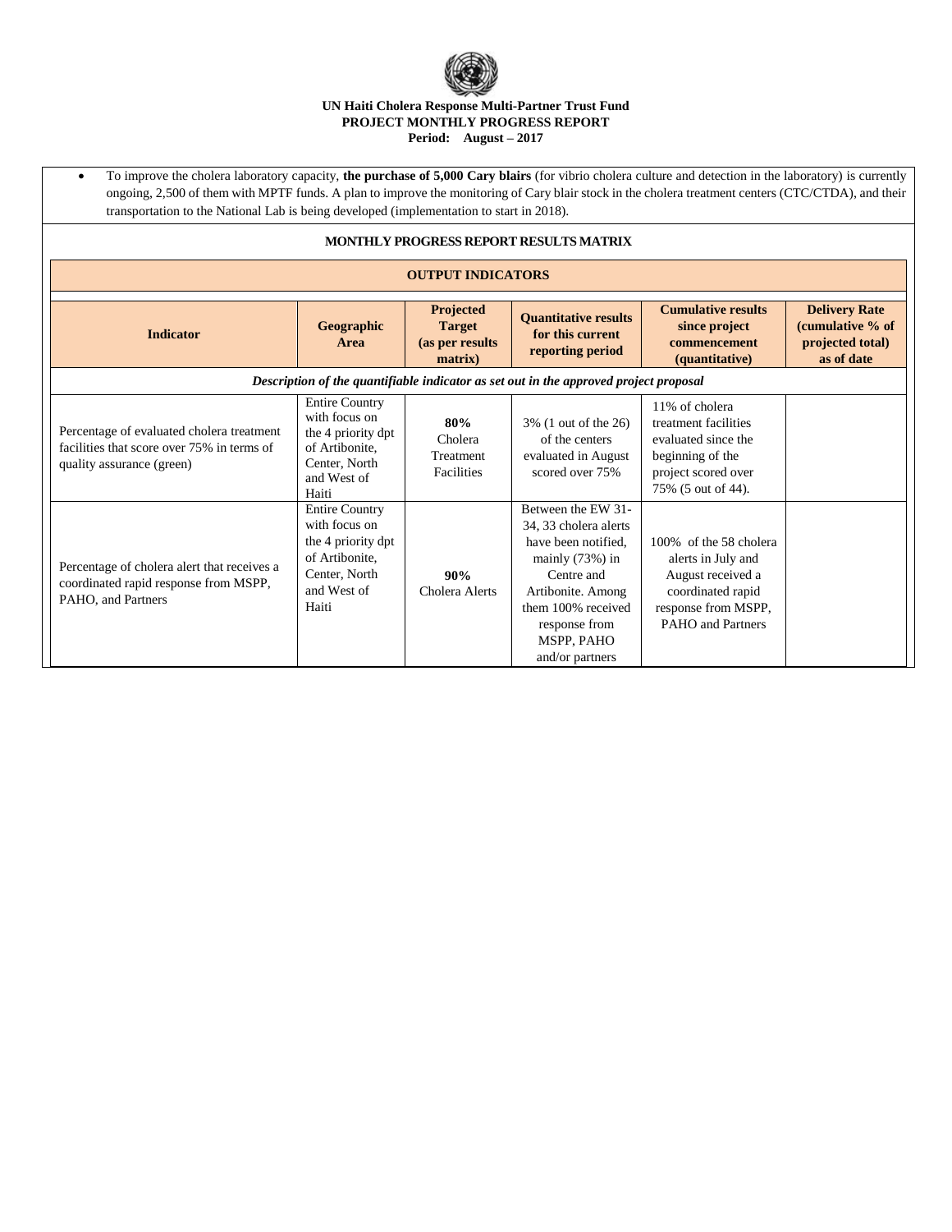**UN Haiti Cholera Response Multi-Partner Trust Fund**
**PROJECT MONTHLY PROGRESS REPORT**
**Period: August – 2017**

- To improve the cholera laboratory capacity, **the purchase of 5,000 Cary blairs** (for vibrio cholera culture and detection in the laboratory) is currently ongoing, 2,500 of them with MPTF funds. A plan to improve the monitoring of Cary blair stock in the cholera treatment centers (CTC/CTDA), and their transportation to the National Lab is being developed (implementation to start in 2018).

**MONTHLY PROGRESS REPORT RESULTS MATRIX**

**OUTPUT INDICATORS**

| Indicator | Geographic Area | Projected Target (as per results matrix) | Quantitative results for this current reporting period | Cumulative results since project commencement (quantitative) | Delivery Rate (cumulative % of projected total) as of date |
|---|---|---|---|---|---|
| ***Description of the quantifiable indicator as set out in the approved project proposal*** | | | | | |
| Percentage of evaluated cholera treatment facilities that score over 75% in terms of quality assurance (green) | Entire Country with focus on the 4 priority dpt of Artibonite, Center, North and West of Haiti | **80%** Cholera Treatment Facilities | 3% (1 out of the 26) of the centers evaluated in August scored over 75% | 11% of cholera treatment facilities evaluated since the beginning of the project scored over 75% (5 out of 44). | |
| Percentage of cholera alert that receives a coordinated rapid response from MSPP, PAHO, and Partners | Entire Country with focus on the 4 priority dpt of Artibonite, Center, North and West of Haiti | **90%** Cholera Alerts | Between the EW 31-34, 33 cholera alerts have been notified, mainly (73%) in Centre and Artibonite. Among them 100% received response from MSPP, PAHO and/or partners | 100% of the 58 cholera alerts in July and August received a coordinated rapid response from MSPP, PAHO and Partners | |